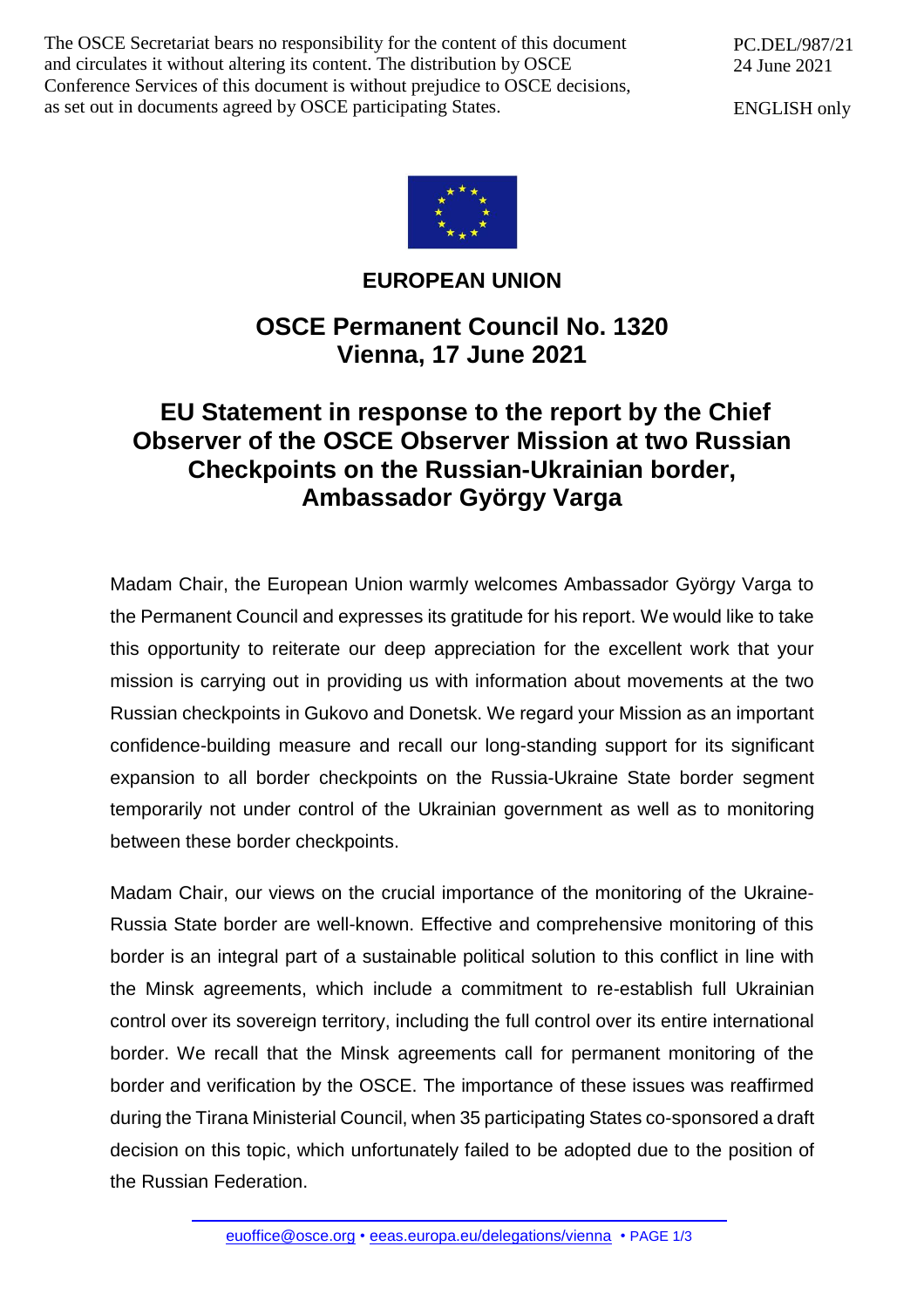The OSCE Secretariat bears no responsibility for the content of this document and circulates it without altering its content. The distribution by OSCE Conference Services of this document is without prejudice to OSCE decisions, as set out in documents agreed by OSCE participating States.

PC.DEL/987/21
24 June 2021

ENGLISH only

**EUROPEAN UNION**

## OSCE Permanent Council No. 1320
## Vienna, 17 June 2021

# EU Statement in response to the report by the Chief Observer of the OSCE Observer Mission at two Russian Checkpoints on the Russian-Ukrainian border, Ambassador György Varga

Madam Chair, the European Union warmly welcomes Ambassador György Varga to the Permanent Council and expresses its gratitude for his report. We would like to take this opportunity to reiterate our deep appreciation for the excellent work that your mission is carrying out in providing us with information about movements at the two Russian checkpoints in Gukovo and Donetsk. We regard your Mission as an important confidence-building measure and recall our long-standing support for its significant expansion to all border checkpoints on the Russia-Ukraine State border segment temporarily not under control of the Ukrainian government as well as to monitoring between these border checkpoints.

Madam Chair, our views on the crucial importance of the monitoring of the Ukraine-Russia State border are well-known. Effective and comprehensive monitoring of this border is an integral part of a sustainable political solution to this conflict in line with the Minsk agreements, which include a commitment to re-establish full Ukrainian control over its sovereign territory, including the full control over its entire international border. We recall that the Minsk agreements call for permanent monitoring of the border and verification by the OSCE. The importance of these issues was reaffirmed during the Tirana Ministerial Council, when 35 participating States co-sponsored a draft decision on this topic, which unfortunately failed to be adopted due to the position of the Russian Federation.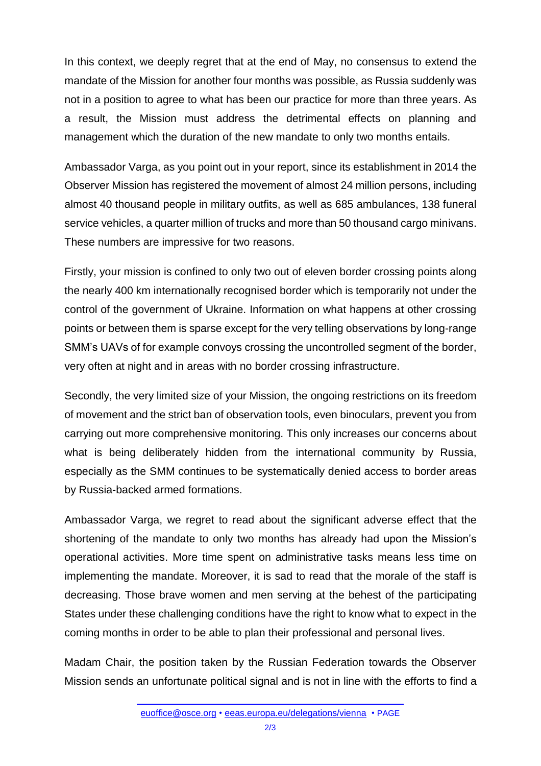In this context, we deeply regret that at the end of May, no consensus to extend the mandate of the Mission for another four months was possible, as Russia suddenly was not in a position to agree to what has been our practice for more than three years. As a result, the Mission must address the detrimental effects on planning and management which the duration of the new mandate to only two months entails.

Ambassador Varga, as you point out in your report, since its establishment in 2014 the Observer Mission has registered the movement of almost 24 million persons, including almost 40 thousand people in military outfits, as well as 685 ambulances, 138 funeral service vehicles, a quarter million of trucks and more than 50 thousand cargo minivans. These numbers are impressive for two reasons.

Firstly, your mission is confined to only two out of eleven border crossing points along the nearly 400 km internationally recognised border which is temporarily not under the control of the government of Ukraine. Information on what happens at other crossing points or between them is sparse except for the very telling observations by long-range SMM's UAVs of for example convoys crossing the uncontrolled segment of the border, very often at night and in areas with no border crossing infrastructure.

Secondly, the very limited size of your Mission, the ongoing restrictions on its freedom of movement and the strict ban of observation tools, even binoculars, prevent you from carrying out more comprehensive monitoring. This only increases our concerns about what is being deliberately hidden from the international community by Russia, especially as the SMM continues to be systematically denied access to border areas by Russia-backed armed formations.

Ambassador Varga, we regret to read about the significant adverse effect that the shortening of the mandate to only two months has already had upon the Mission's operational activities. More time spent on administrative tasks means less time on implementing the mandate. Moreover, it is sad to read that the morale of the staff is decreasing. Those brave women and men serving at the behest of the participating States under these challenging conditions have the right to know what to expect in the coming months in order to be able to plan their professional and personal lives.

Madam Chair, the position taken by the Russian Federation towards the Observer Mission sends an unfortunate political signal and is not in line with the efforts to find a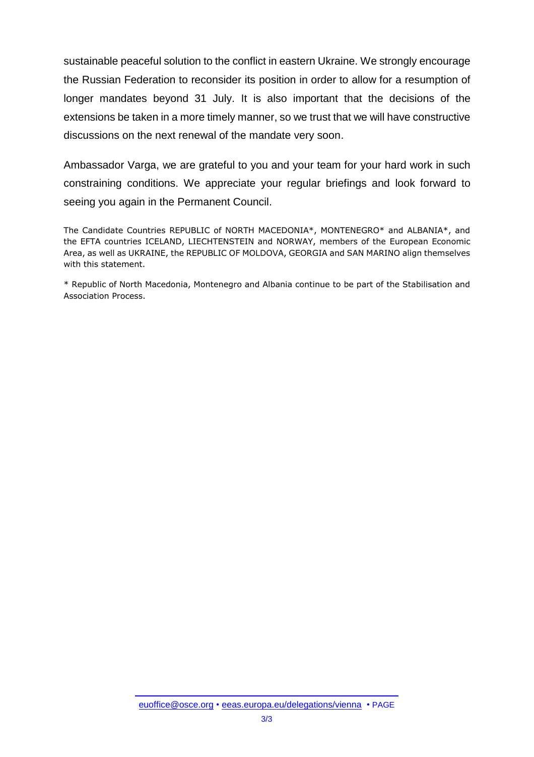sustainable peaceful solution to the conflict in eastern Ukraine. We strongly encourage the Russian Federation to reconsider its position in order to allow for a resumption of longer mandates beyond 31 July. It is also important that the decisions of the extensions be taken in a more timely manner, so we trust that we will have constructive discussions on the next renewal of the mandate very soon.

Ambassador Varga, we are grateful to you and your team for your hard work in such constraining conditions. We appreciate your regular briefings and look forward to seeing you again in the Permanent Council.

The Candidate Countries REPUBLIC of NORTH MACEDONIA*, MONTENEGRO* and ALBANIA*, and the EFTA countries ICELAND, LIECHTENSTEIN and NORWAY, members of the European Economic Area, as well as UKRAINE, the REPUBLIC OF MOLDOVA, GEORGIA and SAN MARINO align themselves with this statement.

* Republic of North Macedonia, Montenegro and Albania continue to be part of the Stabilisation and Association Process.